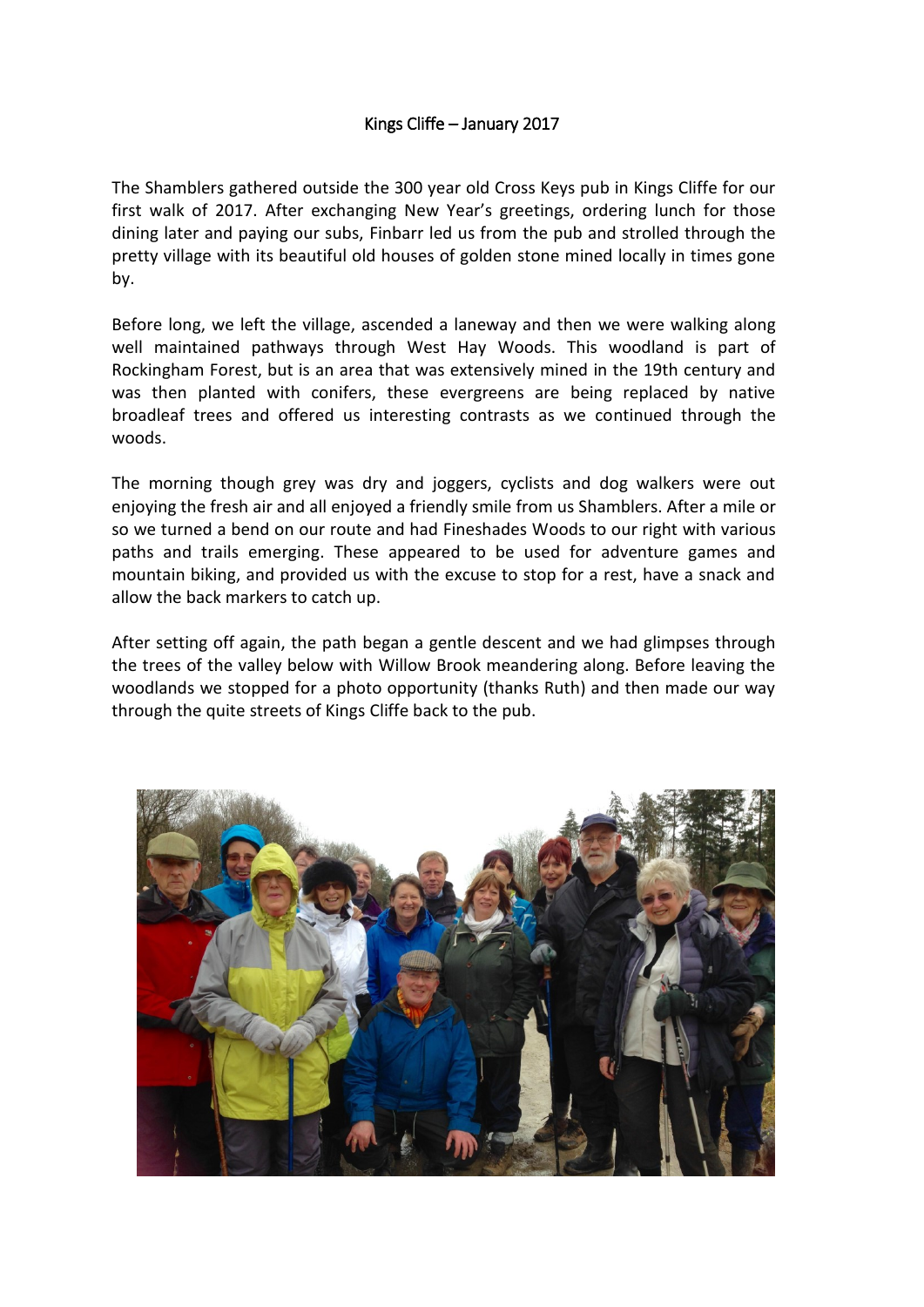# Kings Cliffe – January 2017

The Shamblers gathered outside the 300 year old Cross Keys pub in Kings Cliffe for our first walk of 2017. After exchanging New Year's greetings, ordering lunch for those dining later and paying our subs, Finbarr led us from the pub and strolled through the pretty village with its beautiful old houses of golden stone mined locally in times gone by.

Before long, we left the village, ascended a laneway and then we were walking along well maintained pathways through West Hay Woods. This woodland is part of Rockingham Forest, but is an area that was extensively mined in the 19th century and was then planted with conifers, these evergreens are being replaced by native broadleaf trees and offered us interesting contrasts as we continued through the woods.

The morning though grey was dry and joggers, cyclists and dog walkers were out enjoying the fresh air and all enjoyed a friendly smile from us Shamblers. After a mile or so we turned a bend on our route and had Fineshades Woods to our right with various paths and trails emerging. These appeared to be used for adventure games and mountain biking, and provided us with the excuse to stop for a rest, have a snack and allow the back markers to catch up.

After setting off again, the path began a gentle descent and we had glimpses through the trees of the valley below with Willow Brook meandering along. Before leaving the woodlands we stopped for a photo opportunity (thanks Ruth) and then made our way through the quite streets of Kings Cliffe back to the pub.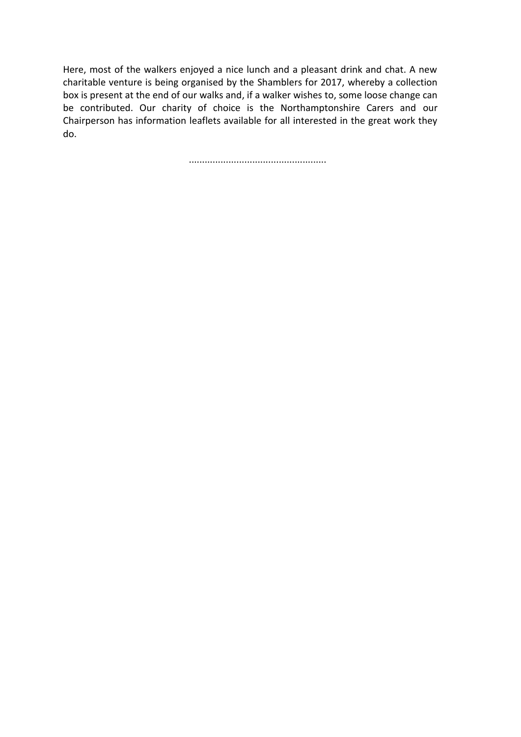Here, most of the walkers enjoyed a nice lunch and a pleasant drink and chat. A new charitable venture is being organised by the Shamblers for 2017, whereby a collection box is present at the end of our walks and, if a walker wishes to, some loose change can be contributed. Our charity of choice is the Northamptonshire Carers and our Chairperson has information leaflets available for all interested in the great work they do.

...................................................